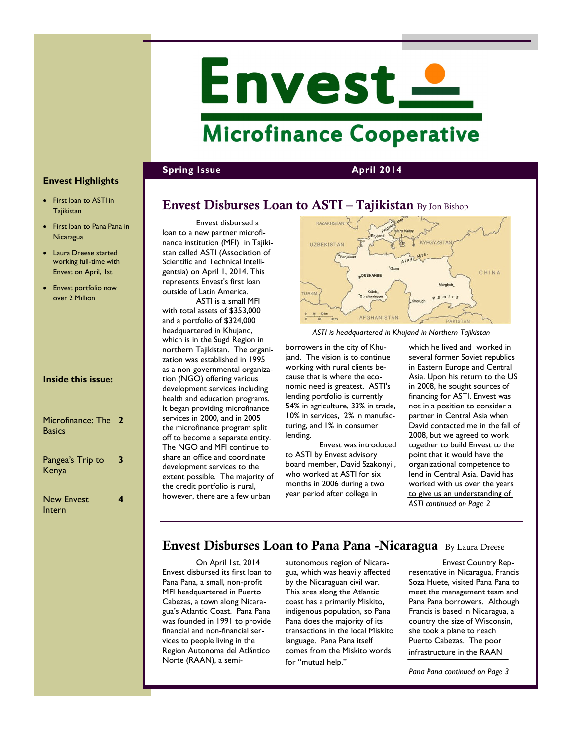# Envest

## Microfinance Cooperative

**Spring Issue** **April 2014**

### Envest Highlights

- First loan to ASTI in Tajikistan
- First loan to Pana Pana in Nicaragua
- Laura Dreese started working full-time with Envest on April, 1st
- Envest portfolio now over 2 Million

### Inside this issue:

| | |
|---|---|
| Microfinance: The Basics | 2 |
| Pangea's Trip to Kenya | 3 |
| New Envest Intern | 4 |

## Envest Disburses Loan to ASTI – Tajikistan By Jon Bishop

Envest disbursed a loan to a new partner microfinance institution (MFI) in Tajikistan called ASTI (Association of Scientific and Technical Intelligentsia) on April 1, 2014. This represents Envest's first loan outside of Latin America.

ASTI is a small MFI with total assets of $353,000 and a portfolio of $324,000 headquartered in Khujand, which is in the Sugd Region in northern Tajikistan. The organization was established in 1995 as a non-governmental organization (NGO) offering various development services including health and education programs. It began providing microfinance services in 2000, and in 2005 the microfinance program split off to become a separate entity. The NGO and MFI continue to share an office and coordinate development services to the extent possible. The majority of the credit portfolio is rural, however, there are a few urban borrowers in the city of Khujand. The vision is to continue working with rural clients because that is where the economic need is greatest. ASTI's lending portfolio is currently 54% in agriculture, 33% in trade, 10% in services, 2% in manufacturing, and 1% in consumer lending.

*ASTI is headquartered in Khujand in Northern Tajikistan*

Envest was introduced to ASTI by Envest advisory board member, David Szakonyi , who worked at ASTI for six months in 2006 during a two year period after college in which he lived and worked in several former Soviet republics in Eastern Europe and Central Asia. Upon his return to the US in 2008, he sought sources of financing for ASTI. Envest was not in a position to consider a partner in Central Asia when David contacted me in the fall of 2008, but we agreed to work together to build Envest to the point that it would have the organizational competence to lend in Central Asia. David has worked with us over the years to give us an understanding of

*ASTI continued on Page 2*

## Envest Disburses Loan to Pana Pana -Nicaragua By Laura Dreese

On April 1st, 2014 Envest disbursed its first loan to Pana Pana, a small, non-profit MFI headquartered in Puerto Cabezas, a town along Nicaragua's Atlantic Coast. Pana Pana was founded in 1991 to provide financial and non-financial services to people living in the Region Autonoma del Atlántico Norte (RAAN), a semi-autonomous region of Nicaragua, which was heavily affected by the Nicaraguan civil war. This area along the Atlantic coast has a primarily Miskito, indigenous population, so Pana Pana does the majority of its transactions in the local Miskito language. Pana Pana itself comes from the Miskito words for "mutual help."

Envest Country Representative in Nicaragua, Francis Soza Huete, visited Pana Pana to meet the management team and Pana Pana borrowers. Although Francis is based in Nicaragua, a country the size of Wisconsin, she took a plane to reach Puerto Cabezas. The poor infrastructure in the RAAN

*Pana Pana continued on Page 3*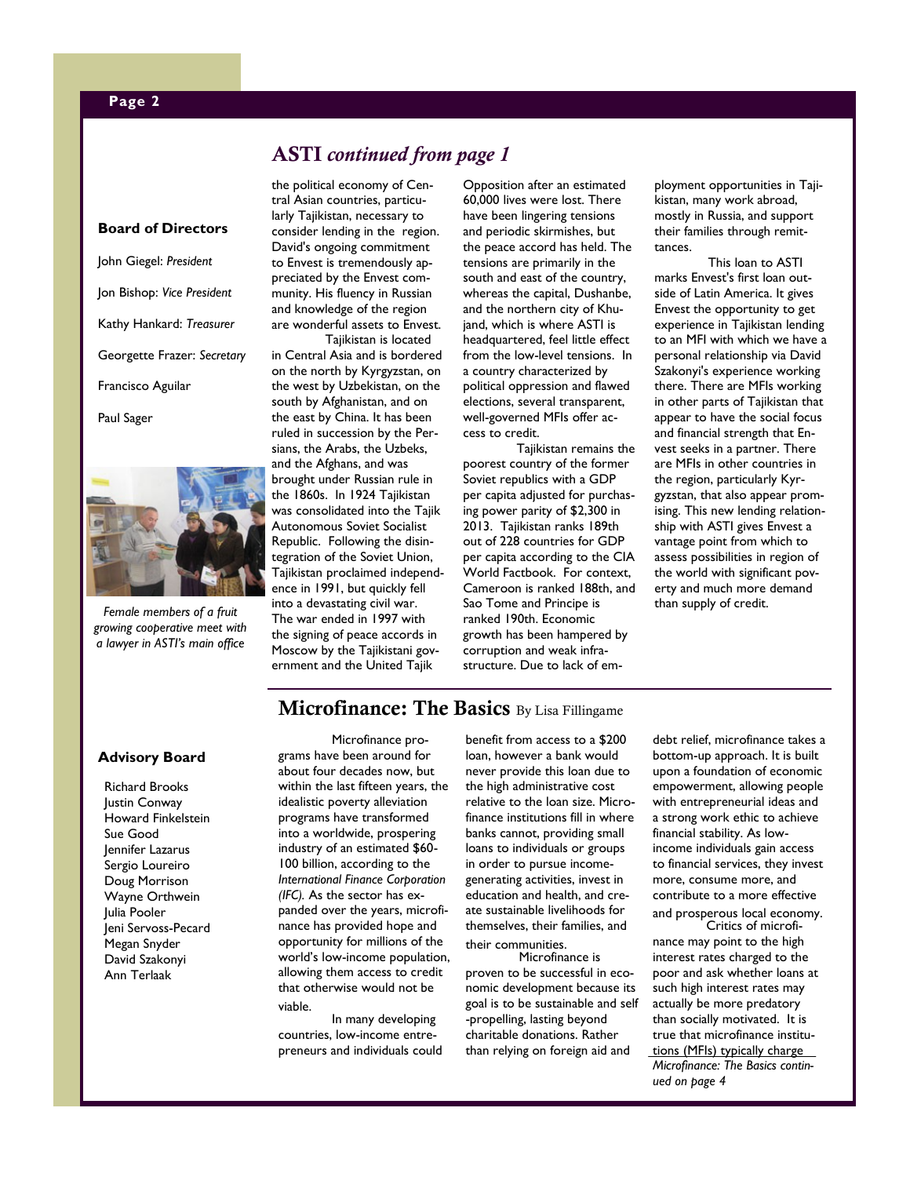## ASTI *continued from page 1*

the political economy of Central Asian countries, particularly Tajikistan, necessary to consider lending in the region. David's ongoing commitment to Envest is tremendously appreciated by the Envest community. His fluency in Russian and knowledge of the region are wonderful assets to Envest.

Tajikistan is located in Central Asia and is bordered on the north by Kyrgyzstan, on the west by Uzbekistan, on the south by Afghanistan, and on the east by China. It has been ruled in succession by the Persians, the Arabs, the Uzbeks, and the Afghans, and was brought under Russian rule in the 1860s. In 1924 Tajikistan was consolidated into the Tajik Autonomous Soviet Socialist Republic. Following the disintegration of the Soviet Union, Tajikistan proclaimed independence in 1991, but quickly fell into a devastating civil war. The war ended in 1997 with the signing of peace accords in Moscow by the Tajikistani government and the United Tajik Opposition after an estimated 60,000 lives were lost. There have been lingering tensions and periodic skirmishes, but the peace accord has held. The tensions are primarily in the south and east of the country, whereas the capital, Dushanbe, and the northern city of Khujand, which is where ASTI is headquartered, feel little effect from the low-level tensions. In a country characterized by political oppression and flawed elections, several transparent, well-governed MFIs offer access to credit.

Tajikistan remains the poorest country of the former Soviet republics with a GDP per capita adjusted for purchasing power parity of $2,300 in 2013. Tajikistan ranks 189th out of 228 countries for GDP per capita according to the CIA World Factbook. For context, Cameroon is ranked 188th, and Sao Tome and Principe is ranked 190th. Economic growth has been hampered by corruption and weak infrastructure. Due to lack of employment opportunities in Tajikistan, many work abroad, mostly in Russia, and support their families through remittances.

This loan to ASTI marks Envest's first loan outside of Latin America. It gives Envest the opportunity to get experience in Tajikistan lending to an MFI with which we have a personal relationship via David Szakonyi's experience working there. There are MFIs working in other parts of Tajikistan that appear to have the social focus and financial strength that Envest seeks in a partner. There are MFIs in other countries in the region, particularly Kyrgyzstan, that also appear promising. This new lending relationship with ASTI gives Envest a vantage point from which to assess possibilities in region of the world with significant poverty and much more demand than supply of credit.

**Board of Directors**

John Giegel: *President*

Jon Bishop: *Vice President*

Kathy Hankard: *Treasurer*

Georgette Frazer: *Secretary*

Francisco Aguilar

Paul Sager

*Female members of a fruit growing cooperative meet with a lawyer in ASTI's main office*

## Microfinance: The Basics By Lisa Fillingame

Microfinance programs have been around for about four decades now, but within the last fifteen years, the idealistic poverty alleviation programs have transformed into a worldwide, prospering industry of an estimated $60-100 billion, according to the *International Finance Corporation (IFC).* As the sector has expanded over the years, microfinance has provided hope and opportunity for millions of the world's low-income population, allowing them access to credit that otherwise would not be viable.

In many developing countries, low-income entrepreneurs and individuals could benefit from access to a $200 loan, however a bank would never provide this loan due to the high administrative cost relative to the loan size. Microfinance institutions fill in where banks cannot, providing small loans to individuals or groups in order to pursue income-generating activities, invest in education and health, and create sustainable livelihoods for themselves, their families, and their communities.

Microfinance is proven to be successful in economic development because its goal is to be sustainable and self-propelling, lasting beyond charitable donations. Rather than relying on foreign aid and debt relief, microfinance takes a bottom-up approach. It is built upon a foundation of economic empowerment, allowing people with entrepreneurial ideas and a strong work ethic to achieve financial stability. As low-income individuals gain access to financial services, they invest more, consume more, and contribute to a more effective and prosperous local economy.

Critics of microfinance may point to the high interest rates charged to the poor and ask whether loans at such high interest rates may actually be more predatory than socially motivated. It is true that microfinance institutions (MFIs) typically charge

*Microfinance: The Basics continued on page 4*

**Advisory Board**

Richard Brooks
Justin Conway
Howard Finkelstein
Sue Good
Jennifer Lazarus
Sergio Loureiro
Doug Morrison
Wayne Orthwein
Julia Pooler
Jeni Servoss-Pecard
Megan Snyder
David Szakonyi
Ann Terlaak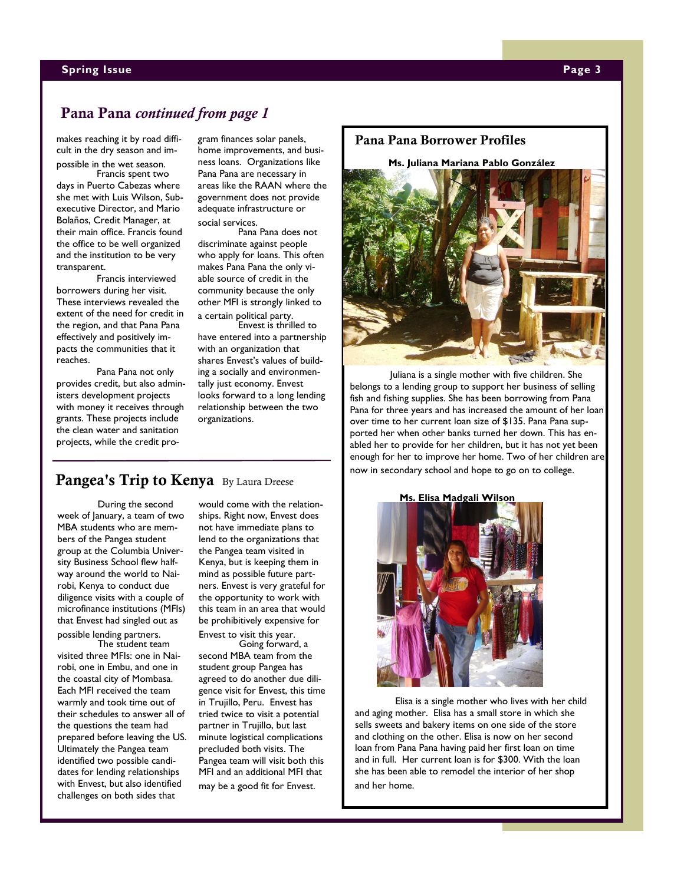## Pana Pana *continued from page 1*

makes reaching it by road difficult in the dry season and impossible in the wet season.

Francis spent two days in Puerto Cabezas where she met with Luis Wilson, Sub-executive Director, and Mario Bolaños, Credit Manager, at their main office. Francis found the office to be well organized and the institution to be very transparent.

Francis interviewed borrowers during her visit. These interviews revealed the extent of the need for credit in the region, and that Pana Pana effectively and positively impacts the communities that it reaches.

Pana Pana not only provides credit, but also administers development projects with money it receives through grants. These projects include the clean water and sanitation projects, while the credit program finances solar panels, home improvements, and business loans. Organizations like Pana Pana are necessary in areas like the RAAN where the government does not provide adequate infrastructure or social services.

Pana Pana does not discriminate against people who apply for loans. This often makes Pana Pana the only viable source of credit in the community because the only other MFI is strongly linked to a certain political party.

Envest is thrilled to have entered into a partnership with an organization that shares Envest's values of building a socially and environmentally just economy. Envest looks forward to a long lending relationship between the two organizations.

## Pana Pana Borrower Profiles

**Ms. Juliana Mariana Pablo González**

Juliana is a single mother with five children. She belongs to a lending group to support her business of selling fish and fishing supplies. She has been borrowing from Pana Pana for three years and has increased the amount of her loan over time to her current loan size of $135. Pana Pana supported her when other banks turned her down. This has enabled her to provide for her children, but it has not yet been enough for her to improve her home. Two of her children are now in secondary school and hope to go on to college.

**Ms. Elisa Madgali Wilson**

Elisa is a single mother who lives with her child and aging mother. Elisa has a small store in which she sells sweets and bakery items on one side of the store and clothing on the other. Elisa is now on her second loan from Pana Pana having paid her first loan on time and in full. Her current loan is for $300. With the loan she has been able to remodel the interior of her shop and her home.

## Pangea's Trip to Kenya By Laura Dreese

During the second week of January, a team of two MBA students who are members of the Pangea student group at the Columbia University Business School flew halfway around the world to Nairobi, Kenya to conduct due diligence visits with a couple of microfinance institutions (MFIs) that Envest had singled out as possible lending partners.

The student team visited three MFIs: one in Nairobi, one in Embu, and one in the coastal city of Mombasa. Each MFI received the team warmly and took time out of their schedules to answer all of the questions the team had prepared before leaving the US. Ultimately the Pangea team identified two possible candidates for lending relationships with Envest, but also identified challenges on both sides that would come with the relationships. Right now, Envest does not have immediate plans to lend to the organizations that the Pangea team visited in Kenya, but is keeping them in mind as possible future partners. Envest is very grateful for the opportunity to work with this team in an area that would be prohibitively expensive for Envest to visit this year.

Going forward, a second MBA team from the student group Pangea has agreed to do another due diligence visit for Envest, this time in Trujillo, Peru. Envest has tried twice to visit a potential partner in Trujillo, but last minute logistical complications precluded both visits. The Pangea team will visit both this MFI and an additional MFI that may be a good fit for Envest.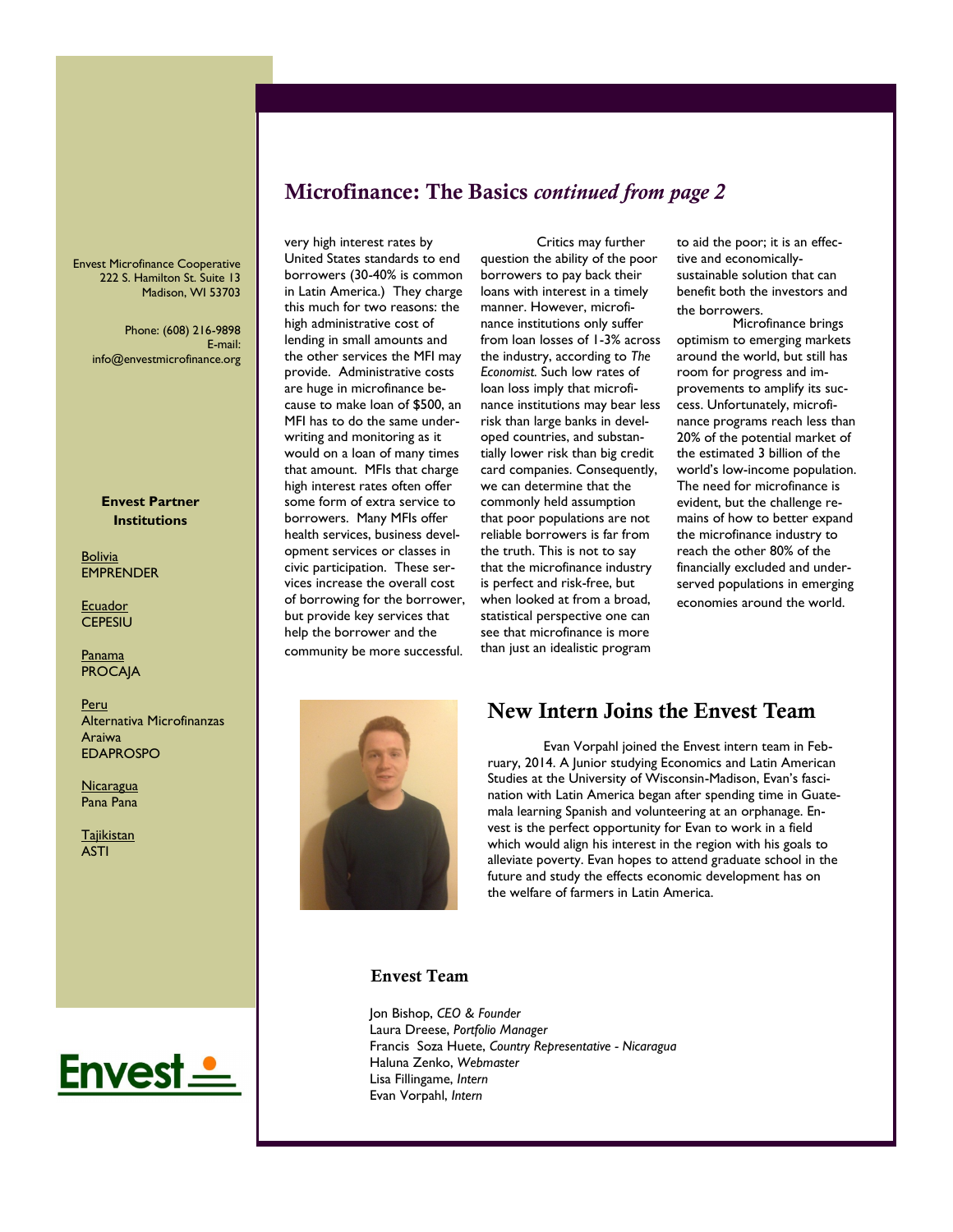Envest Microfinance Cooperative
222 S. Hamilton St. Suite 13
Madison, WI 53703

Phone: (608) 216-9898
E-mail:
info@envestmicrofinance.org

**Envest Partner Institutions**

Bolivia
EMPRENDER

Ecuador
CEPESIU

Panama
PROCAJA

Peru
Alternativa Microfinanzas
Araiwa
EDAPROSPO

Nicaragua
Pana Pana

Tajikistan
ASTI

## Microfinance: The Basics *continued from page 2*

very high interest rates by United States standards to end borrowers (30-40% is common in Latin America.) They charge this much for two reasons: the high administrative cost of lending in small amounts and the other services the MFI may provide. Administrative costs are huge in microfinance because to make loan of $500, an MFI has to do the same underwriting and monitoring as it would on a loan of many times that amount. MFIs that charge high interest rates often offer some form of extra service to borrowers. Many MFIs offer health services, business development services or classes in civic participation. These services increase the overall cost of borrowing for the borrower, but provide key services that help the borrower and the community be more successful.

Critics may further question the ability of the poor borrowers to pay back their loans with interest in a timely manner. However, microfinance institutions only suffer from loan losses of 1-3% across the industry, according to *The Economist.* Such low rates of loan loss imply that microfinance institutions may bear less risk than large banks in developed countries, and substantially lower risk than big credit card companies. Consequently, we can determine that the commonly held assumption that poor populations are not reliable borrowers is far from the truth. This is not to say that the microfinance industry is perfect and risk-free, but when looked at from a broad, statistical perspective one can see that microfinance is more than just an idealistic program to aid the poor; it is an effective and economically-sustainable solution that can benefit both the investors and the borrowers.

Microfinance brings optimism to emerging markets around the world, but still has room for progress and improvements to amplify its success. Unfortunately, microfinance programs reach less than 20% of the potential market of the estimated 3 billion of the world's low-income population. The need for microfinance is evident, but the challenge remains of how to better expand the microfinance industry to reach the other 80% of the financially excluded and underserved populations in emerging economies around the world.

## New Intern Joins the Envest Team

Evan Vorpahl joined the Envest intern team in February, 2014. A Junior studying Economics and Latin American Studies at the University of Wisconsin-Madison, Evan's fascination with Latin America began after spending time in Guatemala learning Spanish and volunteering at an orphanage. Envest is the perfect opportunity for Evan to work in a field which would align his interest in the region with his goals to alleviate poverty. Evan hopes to attend graduate school in the future and study the effects economic development has on the welfare of farmers in Latin America.

### Envest Team

Jon Bishop, *CEO & Founder*
Laura Dreese, *Portfolio Manager*
Francis Soza Huete, *Country Representative - Nicaragua*
Haluna Zenko, *Webmaster*
Lisa Fillingame, *Intern*
Evan Vorpahl, *Intern*

Envest